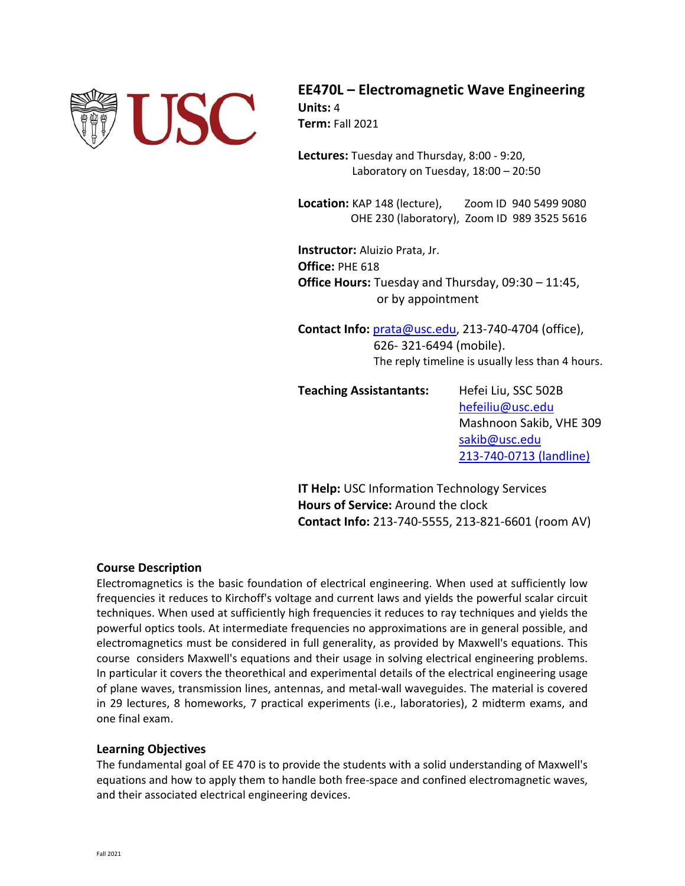# EE470L – Electromagnetic Wave Engineering

**Units:** 4
**Term:** Fall 2021

**Lectures:** Tuesday and Thursday, 8:00 - 9:20,
Laboratory on Tuesday, 18:00 – 20:50

**Location:** KAP 148 (lecture), Zoom ID 940 5499 9080
OHE 230 (laboratory), Zoom ID 989 3525 5616

**Instructor:** Aluizio Prata, Jr.
**Office:** PHE 618
**Office Hours:** Tuesday and Thursday, 09:30 – 11:45,
or by appointment

**Contact Info:** prata@usc.edu, 213-740-4704 (office),
626- 321-6494 (mobile).
The reply timeline is usually less than 4 hours.

**Teaching Assistantants:** Hefei Liu, SSC 502B
hefeiliu@usc.edu
Mashnoon Sakib, VHE 309
sakib@usc.edu
213-740-0713 (landline)

**IT Help:** USC Information Technology Services
**Hours of Service:** Around the clock
**Contact Info:** 213-740-5555, 213-821-6601 (room AV)

## Course Description

Electromagnetics is the basic foundation of electrical engineering. When used at sufficiently low frequencies it reduces to Kirchoff's voltage and current laws and yields the powerful scalar circuit techniques. When used at sufficiently high frequencies it reduces to ray techniques and yields the powerful optics tools. At intermediate frequencies no approximations are in general possible, and electromagnetics must be considered in full generality, as provided by Maxwell's equations. This course considers Maxwell's equations and their usage in solving electrical engineering problems. In particular it covers the theorethical and experimental details of the electrical engineering usage of plane waves, transmission lines, antennas, and metal-wall waveguides. The material is covered in 29 lectures, 8 homeworks, 7 practical experiments (i.e., laboratories), 2 midterm exams, and one final exam.

## Learning Objectives

The fundamental goal of EE 470 is to provide the students with a solid understanding of Maxwell's equations and how to apply them to handle both free-space and confined electromagnetic waves, and their associated electrical engineering devices.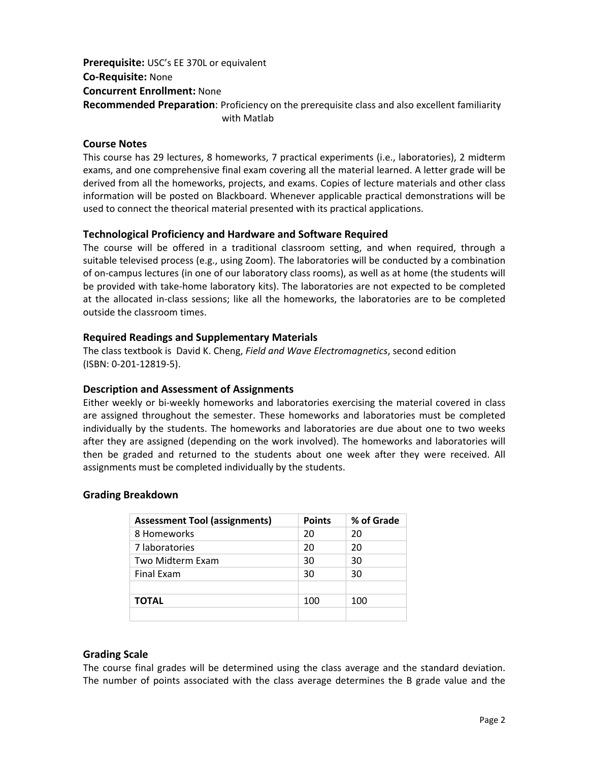**Prerequisite:** USC's EE 370L or equivalent
**Co-Requisite:** None
**Concurrent Enrollment:** None
**Recommended Preparation**: Proficiency on the prerequisite class and also excellent familiarity with Matlab

### Course Notes

This course has 29 lectures, 8 homeworks, 7 practical experiments (i.e., laboratories), 2 midterm exams, and one comprehensive final exam covering all the material learned. A letter grade will be derived from all the homeworks, projects, and exams. Copies of lecture materials and other class information will be posted on Blackboard. Whenever applicable practical demonstrations will be used to connect the theorical material presented with its practical applications.

### Technological Proficiency and Hardware and Software Required

The course will be offered in a traditional classroom setting, and when required, through a suitable televised process (e.g., using Zoom). The laboratories will be conducted by a combination of on-campus lectures (in one of our laboratory class rooms), as well as at home (the students will be provided with take-home laboratory kits). The laboratories are not expected to be completed at the allocated in-class sessions; like all the homeworks, the laboratories are to be completed outside the classroom times.

### Required Readings and Supplementary Materials

The class textbook is David K. Cheng, *Field and Wave Electromagnetics*, second edition (ISBN: 0-201-12819-5).

### Description and Assessment of Assignments

Either weekly or bi-weekly homeworks and laboratories exercising the material covered in class are assigned throughout the semester. These homeworks and laboratories must be completed individually by the students. The homeworks and laboratories are due about one to two weeks after they are assigned (depending on the work involved). The homeworks and laboratories will then be graded and returned to the students about one week after they were received. All assignments must be completed individually by the students.

### Grading Breakdown

| Assessment Tool (assignments) | Points | % of Grade |
|---|---|---|
| 8 Homeworks | 20 | 20 |
| 7 laboratories | 20 | 20 |
| Two Midterm Exam | 30 | 30 |
| Final Exam | 30 | 30 |
| | | |
| **TOTAL** | 100 | 100 |
| | | |

### Grading Scale

The course final grades will be determined using the class average and the standard deviation. The number of points associated with the class average determines the B grade value and the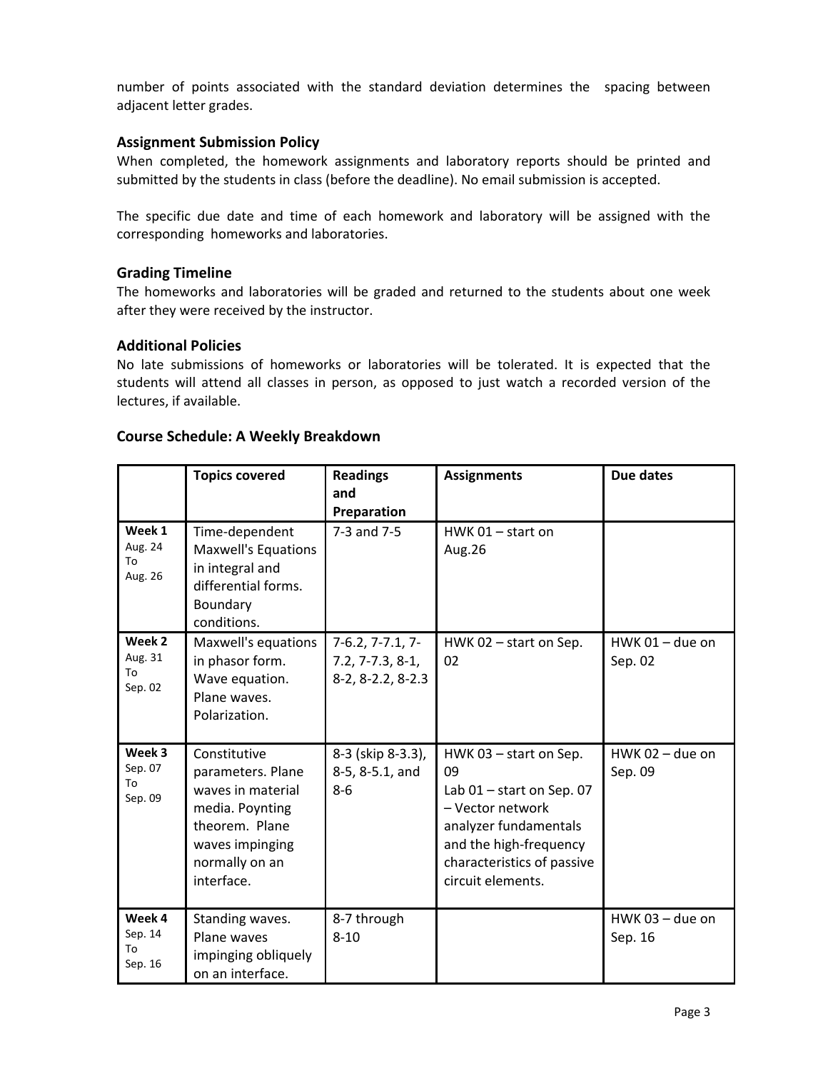number of points associated with the standard deviation determines the spacing between adjacent letter grades.

### Assignment Submission Policy

When completed, the homework assignments and laboratory reports should be printed and submitted by the students in class (before the deadline). No email submission is accepted.

The specific due date and time of each homework and laboratory will be assigned with the corresponding homeworks and laboratories.

### Grading Timeline

The homeworks and laboratories will be graded and returned to the students about one week after they were received by the instructor.

### Additional Policies

No late submissions of homeworks or laboratories will be tolerated. It is expected that the students will attend all classes in person, as opposed to just watch a recorded version of the lectures, if available.

### Course Schedule: A Weekly Breakdown

| | Topics covered | Readings and Preparation | Assignments | Due dates |
|---|---|---|---|---|
| **Week 1** Aug. 24 To Aug. 26 | Time-dependent Maxwell's Equations in integral and differential forms. Boundary conditions. | 7-3 and 7-5 | HWK 01 – start on Aug.26 | |
| **Week 2** Aug. 31 To Sep. 02 | Maxwell's equations in phasor form. Wave equation. Plane waves. Polarization. | 7-6.2, 7-7.1, 7-7.2, 7-7.3, 8-1, 8-2, 8-2.2, 8-2.3 | HWK 02 – start on Sep. 02 | HWK 01 – due on Sep. 02 |
| **Week 3** Sep. 07 To Sep. 09 | Constitutive parameters. Plane waves in material media. Poynting theorem. Plane waves impinging normally on an interface. | 8-3 (skip 8-3.3), 8-5, 8-5.1, and 8-6 | HWK 03 – start on Sep. 09<br>Lab 01 – start on Sep. 07 – Vector network analyzer fundamentals and the high-frequency characteristics of passive circuit elements. | HWK 02 – due on Sep. 09 |
| **Week 4** Sep. 14 To Sep. 16 | Standing waves. Plane waves impinging obliquely on an interface. | 8-7 through 8-10 | | HWK 03 – due on Sep. 16 |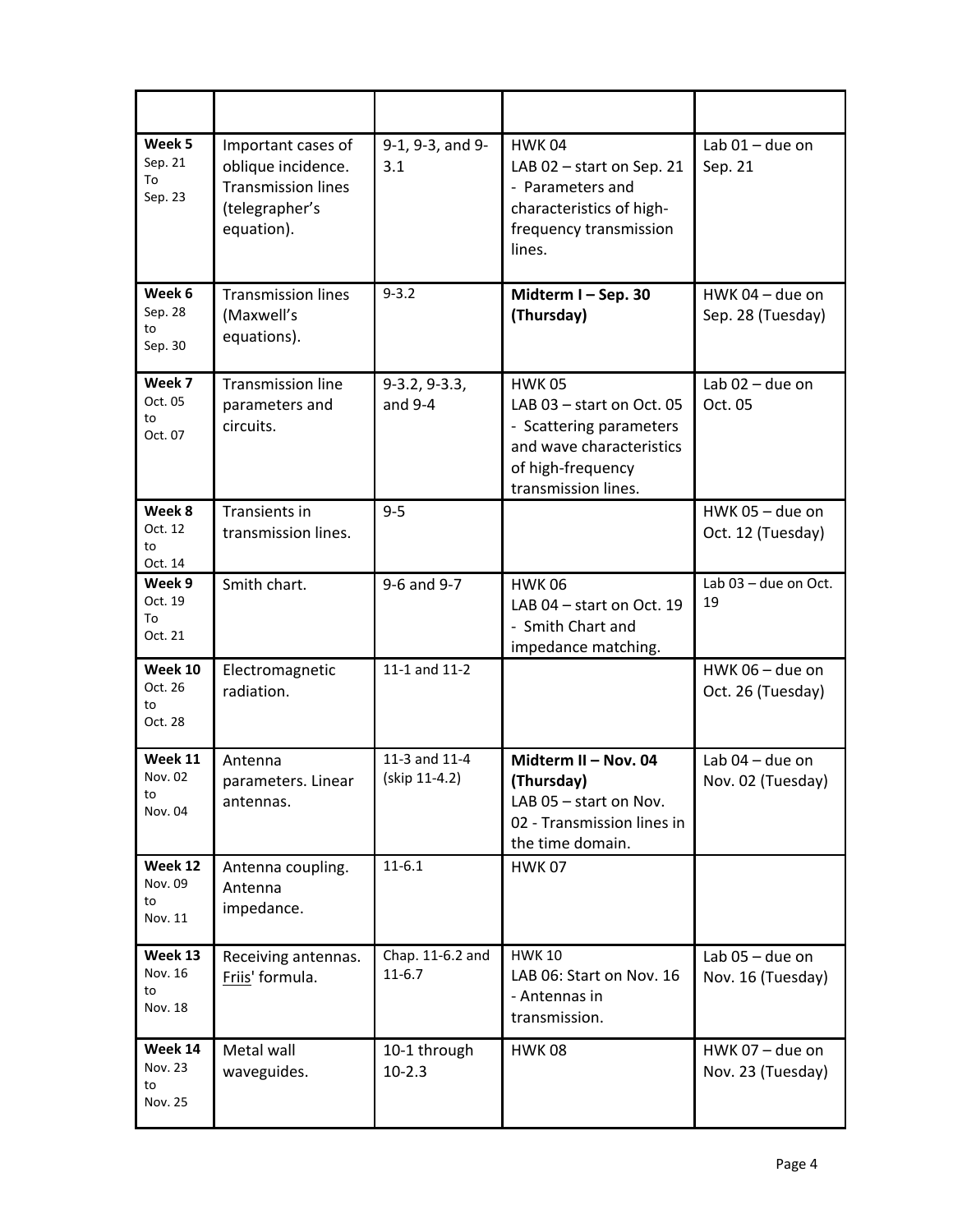| | | | | |
|---|---|---|---|---|
| **Week 5** Sep. 21 To Sep. 23 | Important cases of oblique incidence. Transmission lines (telegrapher's equation). | 9-1, 9-3, and 9-3.1 | HWK 04<br>LAB 02 – start on Sep. 21 - Parameters and characteristics of high-frequency transmission lines. | Lab 01 – due on Sep. 21 |
| **Week 6** Sep. 28 to Sep. 30 | Transmission lines (Maxwell's equations). | 9-3.2 | **Midterm I – Sep. 30 (Thursday)** | HWK 04 – due on Sep. 28 (Tuesday) |
| **Week 7** Oct. 05 to Oct. 07 | Transmission line parameters and circuits. | 9-3.2, 9-3.3, and 9-4 | HWK 05<br>LAB 03 – start on Oct. 05 - Scattering parameters and wave characteristics of high-frequency transmission lines. | Lab 02 – due on Oct. 05 |
| **Week 8** Oct. 12 to Oct. 14 | Transients in transmission lines. | 9-5 | | HWK 05 – due on Oct. 12 (Tuesday) |
| **Week 9** Oct. 19 To Oct. 21 | Smith chart. | 9-6 and 9-7 | HWK 06<br>LAB 04 – start on Oct. 19 - Smith Chart and impedance matching. | Lab 03 – due on Oct. 19 |
| **Week 10** Oct. 26 to Oct. 28 | Electromagnetic radiation. | 11-1 and 11-2 | | HWK 06 – due on Oct. 26 (Tuesday) |
| **Week 11** Nov. 02 to Nov. 04 | Antenna parameters. Linear antennas. | 11-3 and 11-4 (skip 11-4.2) | **Midterm II – Nov. 04 (Thursday)**<br>LAB 05 – start on Nov. 02 - Transmission lines in the time domain. | Lab 04 – due on Nov. 02 (Tuesday) |
| **Week 12** Nov. 09 to Nov. 11 | Antenna coupling. Antenna impedance. | 11-6.1 | HWK 07 | |
| **Week 13** Nov. 16 to Nov. 18 | Receiving antennas. Friis' formula. | Chap. 11-6.2 and 11-6.7 | HWK 10<br>LAB 06: Start on Nov. 16 - Antennas in transmission. | Lab 05 – due on Nov. 16 (Tuesday) |
| **Week 14** Nov. 23 to Nov. 25 | Metal wall waveguides. | 10-1 through 10-2.3 | HWK 08 | HWK 07 – due on Nov. 23 (Tuesday) |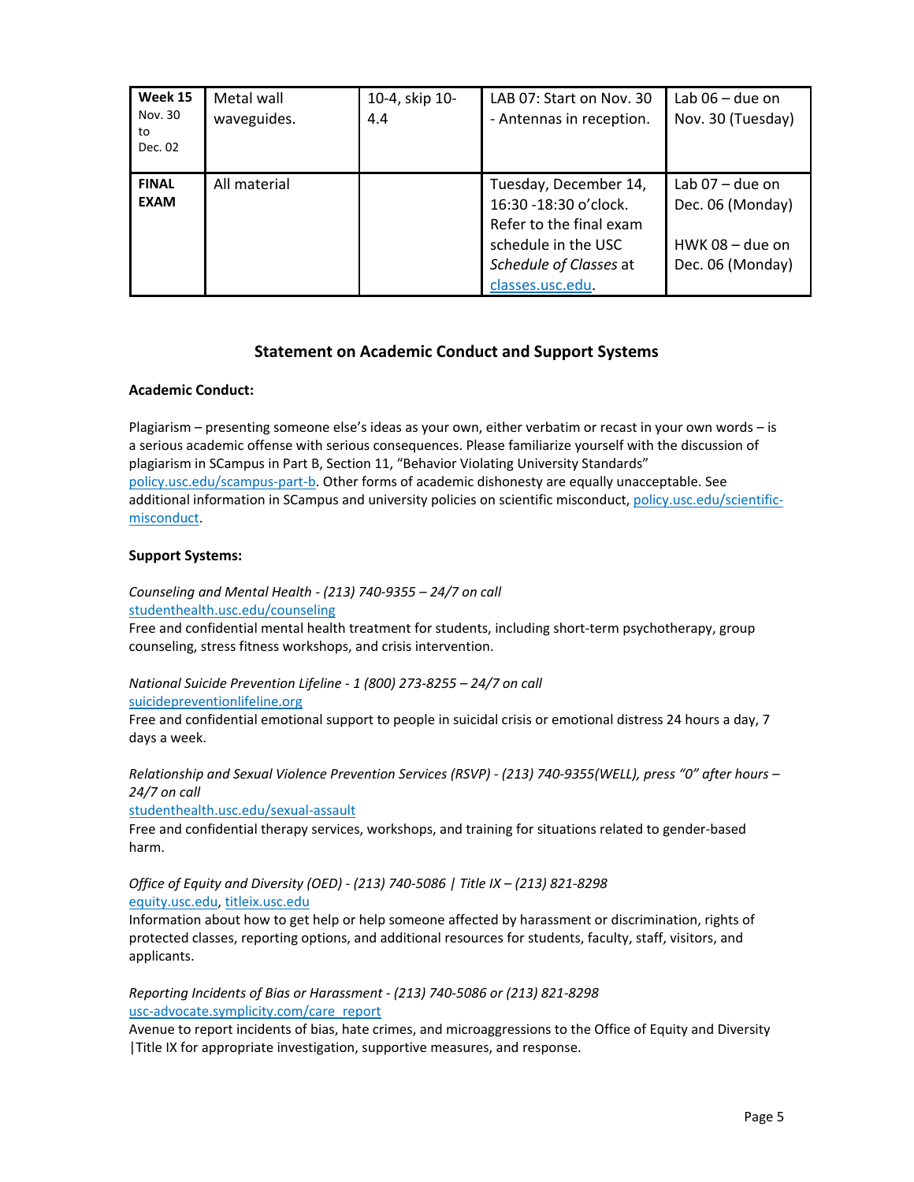| **Week 15** Nov. 30 to Dec. 02 | Metal wall waveguides. | 10-4, skip 10-4.4 | LAB 07: Start on Nov. 30 - Antennas in reception. | Lab 06 – due on Nov. 30 (Tuesday) |
|---|---|---|---|---|
| **FINAL EXAM** | All material | | Tuesday, December 14, 16:30 -18:30 o'clock. Refer to the final exam schedule in the USC *Schedule of Classes* at classes.usc.edu. | Lab 07 – due on Dec. 06 (Monday)<br><br>HWK 08 – due on Dec. 06 (Monday) |

## Statement on Academic Conduct and Support Systems

**Academic Conduct:**

Plagiarism – presenting someone else's ideas as your own, either verbatim or recast in your own words – is a serious academic offense with serious consequences. Please familiarize yourself with the discussion of plagiarism in SCampus in Part B, Section 11, "Behavior Violating University Standards" policy.usc.edu/scampus-part-b. Other forms of academic dishonesty are equally unacceptable. See additional information in SCampus and university policies on scientific misconduct, policy.usc.edu/scientific-misconduct.

**Support Systems:**

*Counseling and Mental Health - (213) 740-9355 – 24/7 on call*
studenthealth.usc.edu/counseling
Free and confidential mental health treatment for students, including short-term psychotherapy, group counseling, stress fitness workshops, and crisis intervention.

*National Suicide Prevention Lifeline - 1 (800) 273-8255 – 24/7 on call*
suicidepreventionlifeline.org
Free and confidential emotional support to people in suicidal crisis or emotional distress 24 hours a day, 7 days a week.

*Relationship and Sexual Violence Prevention Services (RSVP) - (213) 740-9355(WELL), press "0" after hours – 24/7 on call*
studenthealth.usc.edu/sexual-assault
Free and confidential therapy services, workshops, and training for situations related to gender-based harm.

*Office of Equity and Diversity (OED) - (213) 740-5086 | Title IX – (213) 821-8298*
equity.usc.edu, titleix.usc.edu
Information about how to get help or help someone affected by harassment or discrimination, rights of protected classes, reporting options, and additional resources for students, faculty, staff, visitors, and applicants.

*Reporting Incidents of Bias or Harassment - (213) 740-5086 or (213) 821-8298*
usc-advocate.symplicity.com/care_report
Avenue to report incidents of bias, hate crimes, and microaggressions to the Office of Equity and Diversity |Title IX for appropriate investigation, supportive measures, and response.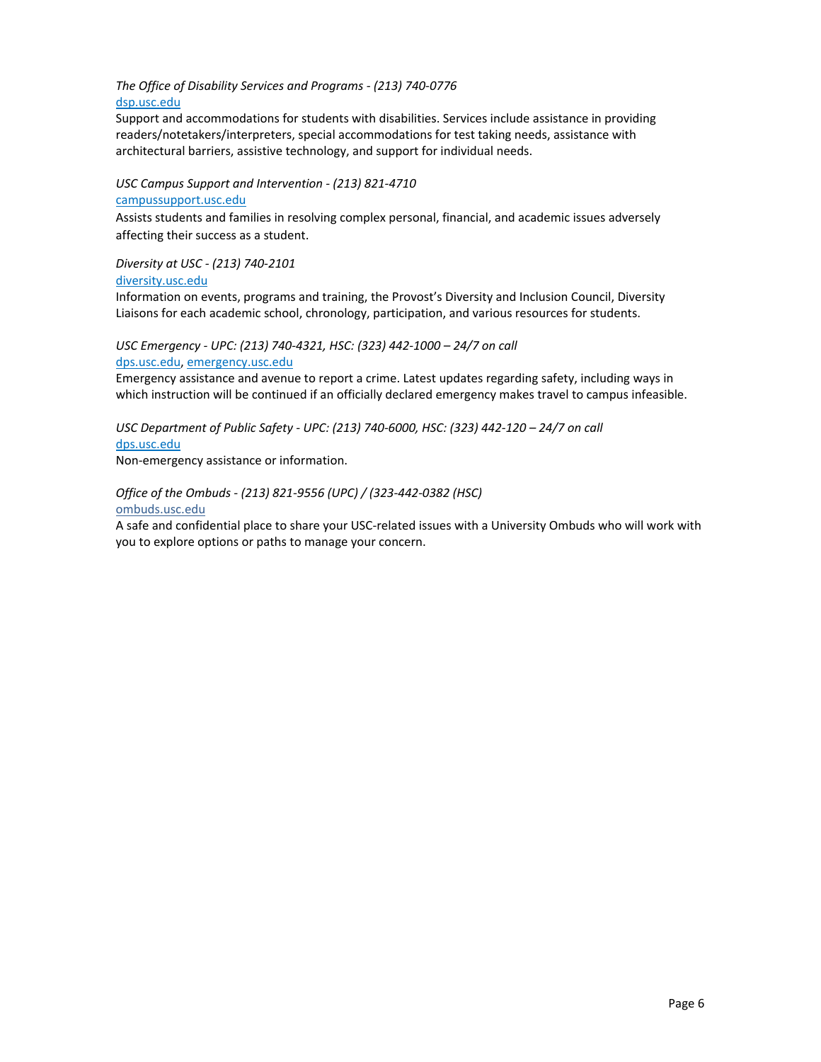*The Office of Disability Services and Programs - (213) 740-0776*
[dsp.usc.edu](dsp.usc.edu)
Support and accommodations for students with disabilities. Services include assistance in providing readers/notetakers/interpreters, special accommodations for test taking needs, assistance with architectural barriers, assistive technology, and support for individual needs.

*USC Campus Support and Intervention - (213) 821-4710*
[campussupport.usc.edu](campussupport.usc.edu)
Assists students and families in resolving complex personal, financial, and academic issues adversely affecting their success as a student.

*Diversity at USC - (213) 740-2101*
[diversity.usc.edu](diversity.usc.edu)
Information on events, programs and training, the Provost's Diversity and Inclusion Council, Diversity Liaisons for each academic school, chronology, participation, and various resources for students.

*USC Emergency - UPC: (213) 740-4321, HSC: (323) 442-1000 – 24/7 on call*
[dps.usc.edu](dps.usc.edu), [emergency.usc.edu](emergency.usc.edu)
Emergency assistance and avenue to report a crime. Latest updates regarding safety, including ways in which instruction will be continued if an officially declared emergency makes travel to campus infeasible.

*USC Department of Public Safety - UPC: (213) 740-6000, HSC: (323) 442-120 – 24/7 on call*
[dps.usc.edu](dps.usc.edu)
Non-emergency assistance or information.

*Office of the Ombuds - (213) 821-9556 (UPC) / (323-442-0382 (HSC)*
[ombuds.usc.edu](ombuds.usc.edu)
A safe and confidential place to share your USC-related issues with a University Ombuds who will work with you to explore options or paths to manage your concern.